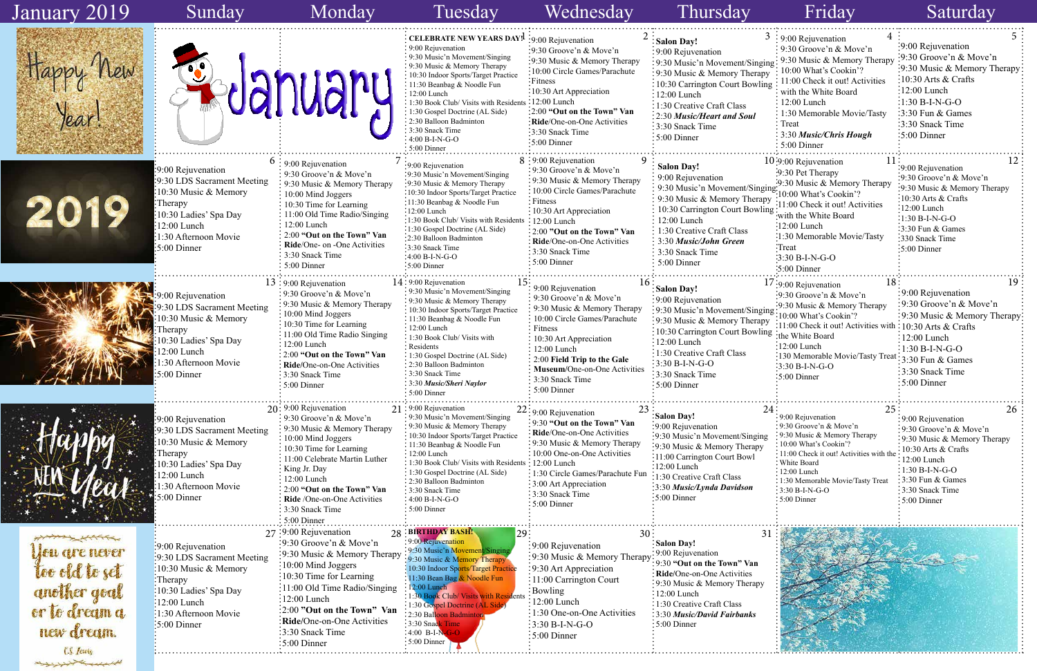# January 2019

| Sunday | Monday | Tuesday | Wednesday | Thursday | Friday | Saturday |
|---|---|---|---|---|---|---|
| | | 1 **CELEBRATE NEW YEARS DAY!** 9:00 Rejuvenation 9:30 Music'n Movement/Singing 9:30 Music & Memory Therapy 10:30 Indoor Sports/Target Practice 11:30 Beanbag & Noodle Fun 12:00 Lunch 1:30 Book Club/ Visits with Residents 1:30 Gospel Doctrine (AL Side) 2:30 Balloon Badminton 3:30 Snack Time 4:00 B-I-N-G-O 5:00 Dinner | 2 9:00 Rejuvenation 9:30 Groove'n & Move'n 9:30 Music & Memory Therapy 10:00 Circle Games/Parachute Fitness 10:30 Art Appreciation 12:00 Lunch 2:00 **"Out on the Town" Van Ride**/One-on-One Activities 3:30 Snack Time 5:00 Dinner | 3 **Salon Day!** 9:00 Rejuvenation 9:30 Music'n Movement/Singing 9:30 Music & Memory Therapy 10:30 Carrington Court Bowling 12:00 Lunch 1:30 Creative Craft Class 2:30 ***Music/Heart and Soul*** 3:30 Snack Time 5:00 Dinner | 4 9:00 Rejuvenation 9:30 Groove'n & Move'n 9:30 Music & Memory Therapy 10:00 What's Cookin'? 11:00 Check it out! Activities with the White Board 12:00 Lunch 1:30 Memorable Movie/Tasty Treat 3:30 ***Music/Chris Hough*** 5:00 Dinner | 5 9:00 Rejuvenation 9:30 Groove'n & Move'n 9:30 Music & Memory Therapy 10:30 Arts & Crafts 12:00 Lunch 1:30 B-I-N-G-O 3:30 Fun & Games 3:30 Snack Time 5:00 Dinner |
| 6 9:00 Rejuvenation 9:30 LDS Sacrament Meeting 10:30 Music & Memory Therapy 10:30 Ladies' Spa Day 12:00 Lunch 1:30 Afternoon Movie 5:00 Dinner | 7 9:00 Rejuvenation 9:30 Groove'n & Move'n 9:30 Music & Memory Therapy 10:00 Mind Joggers 10:30 Time for Learning 11:00 Old Time Radio/Singing 12:00 Lunch 2:00 **"Out on the Town" Van Ride**/One- on -One Activities 3:30 Snack Time 5:00 Dinner | 8 9:00 Rejuvenation 9:30 Music'n Movement/Singing 9:30 Music & Memory Therapy 10:30 Indoor Sports/Target Practice 11:30 Beanbag & Noodle Fun 12:00 Lunch 1:30 Book Club/ Visits with Residents 1:30 Gospel Doctrine (AL Side) 2:30 Balloon Badminton 3:30 Snack Time 4:00 B-I-N-G-O 5:00 Dinner | 9 9:00 Rejuvenation 9:30 Groove'n & Move'n 9:30 Music & Memory Therapy 10:00 Circle Games/Parachute Fitness 10:30 Art Appreciation 12:00 Lunch 2:00 **"Out on the Town" Van Ride**/One-on-One Activities 3:30 Snack Time 5:00 Dinner | 10 **Salon Day!** 9:00 Rejuvenation 9:30 Music'n Movement/Singing 9:30 Music & Memory Therapy 10:30 Carrington Court Bowling 12:00 Lunch 1:30 Creative Craft Class 3:30 ***Music/John Green*** 3:30 Snack Time 5:00 Dinner | 11 9:00 Rejuvenation 9:30 Pet Therapy 9:30 Music & Memory Therapy 10:00 What's Cookin'? 11:00 Check it out! Activities with the White Board 12:00 Lunch 1:30 Memorable Movie/Tasty Treat 3:30 B-I-N-G-O 5:00 Dinner | 12 9:00 Rejuvenation 9:30 Groove'n & Move'n 9:30 Music & Memory Therapy 10:30 Arts & Crafts 12:00 Lunch 1:30 B-I-N-G-O 3:30 Fun & Games 330 Snack Time 5:00 Dinner |
| 13 9:00 Rejuvenation 9:30 LDS Sacrament Meeting 10:30 Music & Memory Therapy 10:30 Ladies' Spa Day 12:00 Lunch 1:30 Afternoon Movie 5:00 Dinner | 14 9:00 Rejuvenation 9:30 Groove'n & Move'n 9:30 Music & Memory Therapy 10:00 Mind Joggers 10:30 Time for Learning 11:00 Old Time Radio Singing 12:00 Lunch 2:00 **"Out on the Town" Van Ride**/One-on-One Activities 3:30 Snack Time 5:00 Dinner | 15 9:00 Rejuvenation 9:30 Music'n Movement/Singing 9:30 Music & Memory Therapy 10:30 Indoor Sports/Target Practice 11:30 Beanbag & Noodle Fun 12:00 Lunch 1:30 Book Club/ Visits with Residents 1:30 Gospel Doctrine (AL Side) 2:30 Balloon Badminton 3:30 Snack Time 3:30 ***Music/Sheri Naylor*** 5:00 Dinner | 16 9:00 Rejuvenation 9:30 Groove'n & Move'n 9:30 Music & Memory Therapy 10:00 Circle Games/Parachute Fitness 10:30 Art Appreciation 12:00 Lunch 2:00 **Field Trip to the Gale Museum**/One-on-One Activities 3:30 Snack Time 5:00 Dinner | 17 **Salon Day!** 9:00 Rejuvenation 9:30 Music'n Movement/Singing 9:30 Music & Memory Therapy 10:30 Carrington Court Bowling 12:00 Lunch 1:30 Creative Craft Class 3:30 B-I-N-G-O 3:30 Snack Time 5:00 Dinner | 18 9:00 Rejuvenation 9:30 Groove'n & Move'n 9:30 Music & Memory Therapy 10:00 What's Cookin'? 11:00 Check it out! Activities with the White Board 12:00 Lunch 130 Memorable Movie/Tasty Treat 3:30 B-I-N-G-O 5:00 Dinner | 19 9:00 Rejuvenation 9:30 Groove'n & Move'n 9:30 Music & Memory Therapy 10:30 Arts & Crafts 12:00 Lunch 1:30 B-I-N-G-O 3:30 Fun & Games 3:30 Snack Time 5:00 Dinner |
| 20 9:00 Rejuvenation 9:30 LDS Sacrament Meeting 10:30 Music & Memory Therapy 10:30 Ladies' Spa Day 12:00 Lunch 1:30 Afternoon Movie 5:00 Dinner | 21 9:00 Rejuvenation 9:30 Groove'n & Move'n 9:30 Music & Memory Therapy 10:00 Mind Joggers 10:30 Time for Learning 11:00 Celebrate Martin Luther King Jr. Day 12:00 Lunch 2:00 **"Out on the Town" Van Ride** /One-on-One Activities 3:30 Snack Time 5:00 Dinner | 22 9:00 Rejuvenation 9:30 Music'n Movement/Singing 9:30 Music & Memory Therapy 10:30 Indoor Sports/Target Practice 11:30 Beanbag & Noodle Fun 12:00 Lunch 1:30 Book Club/ Visits with Residents 1:30 Gospel Doctrine (AL Side) 2:30 Balloon Badminton 3:30 Snack Time 4:00 B-I-N-G-O 5:00 Dinner | 23 9:00 Rejuvenation 9:30 **"Out on the Town" Van Ride**/One-on-One Activities 9:30 Music & Memory Therapy 10:00 One-on-One Activities 12:00 Lunch 1:30 Circle Games/Parachute Fun 3:00 Art Appreciation 3:30 Snack Time 5:00 Dinner | 24 **Salon Day!** 9:00 Rejuvenation 9:30 Music'n Movement/Singing 9:30 Music & Memory Therapy 11:00 Carrington Court Bowl 12:00 Lunch 1:30 Creative Craft Class 3:30 ***Music/Lynda Davidson*** 5:00 Dinner | 25 9:00 Rejuvenation 9:30 Groove'n & Move'n 9:30 Music & Memory Therapy 10:00 What's Cookin'? 11:00 Check it out! Activities with the White Board 12:00 Lunch 1:30 Memorable Movie/Tasty Treat 3:30 B-I-N-G-O 5:00 Dinner | 26 9:00 Rejuvenation 9:30 Groove'n & Move'n 9:30 Music & Memory Therapy 10:30 Arts & Crafts 12:00 Lunch 1:30 B-I-N-G-O 3:30 Fun & Games 3:30 Snack Time 5:00 Dinner |
| 27 9:00 Rejuvenation 9:30 LDS Sacrament Meeting 10:30 Music & Memory Therapy 10:30 Ladies' Spa Day 12:00 Lunch 1:30 Afternoon Movie 5:00 Dinner | 28 9:00 Rejuvenation 9:30 Groove'n & Move'n 9:30 Music & Memory Therapy 10:00 Mind Joggers 10:30 Time for Learning 11:00 Old Time Radio/Singing 12:00 Lunch 2:00 **"Out on the Town" Van Ride**/One-on-One Activities 3:30 Snack Time 5:00 Dinner | 29 **BIRTHDAY BASH!** 9:00 Rejuvenation 9:30 Music'n Movement/Singing 9:30 Music & Memory Therapy 10:30 Indoor Sports/Target Practice 11:30 Bean Bag & Noodle Fun 12:00 Lunch 1:30 Book Club/ Visits with Residents 1:30 Gospel Doctrine (AL Side) 2:30 Balloon Badminton 3:30 Snack Time 4:00 B-I-N-G-O 5:00 Dinner | 30 9:00 Rejuvenation 9:30 Music & Memory Therapy 9:30 Art Appreciation 11:00 Carrington Court Bowling 12:00 Lunch 1:30 One-on-One Activities 3:30 B-I-N-G-O 5:00 Dinner | 31 **Salon Day!** 9:00 Rejuvenation 9:30 **"Out on the Town" Van Ride**/One-on-One Activities 9:30 Music & Memory Therapy 12:00 Lunch 1:30 Creative Craft Class 3:30 ***Music/David Fairbanks*** 5:00 Dinner | | |

You are never too old to set another goal or to dream a new dream.
C.S. Lewis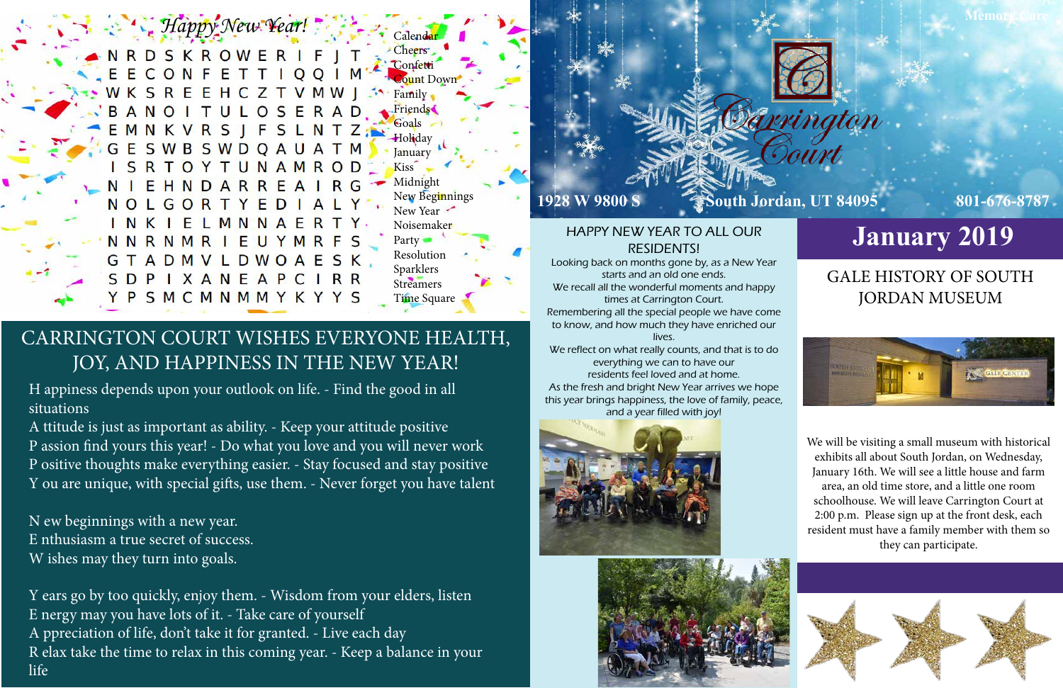## Happy New Year!

| | | | | | | | | | | | | | |
|---|---|---|---|---|---|---|---|---|---|---|---|---|---|
| N | R | D | S | K | R | O | W | E | R | I | F | J | T |
| E | E | C | O | N | F | E | T | T | I | Q | Q | I | M |
| W | K | S | R | E | E | H | C | Z | T | V | M | W | J |
| B | A | N | O | I | T | U | L | O | S | E | R | A | D |
| E | M | N | K | V | R | S | J | F | S | L | N | T | Z |
| G | E | S | W | B | S | W | D | Q | A | U | A | T | M |
| I | S | R | T | O | Y | T | U | N | A | M | R | O | D |
| N | I | E | H | N | D | A | R | R | E | A | I | R | G |
| N | O | L | G | O | R | T | Y | E | D | I | A | L | Y |
| I | N | K | I | E | L | M | N | N | A | E | R | T | Y |
| N | N | R | N | M | R | I | E | U | Y | M | R | F | S |
| G | T | A | D | M | V | L | D | W | O | A | E | S | K |
| S | D | P | I | X | A | N | E | A | P | C | I | R | R |
| Y | P | S | M | C | M | N | M | M | Y | K | Y | Y | S |

Calendar
Cheers
Confetti
Count Down
Family
Friends
Goals
Holiday
January
Kiss
Midnight
New Beginnings
New Year
Noisemaker
Party
Resolution
Sparklers
Streamers
Time Square

## CARRINGTON COURT WISHES EVERYONE HEALTH, JOY, AND HAPPINESS IN THE NEW YEAR!

H appiness depends upon your outlook on life. - Find the good in all situations
A ttitude is just as important as ability. - Keep your attitude positive
P assion find yours this year! - Do what you love and you will never work
P ositive thoughts make everything easier. - Stay focused and stay positive
Y ou are unique, with special gifts, use them. - Never forget you have talent

N ew beginnings with a new year.
E nthusiasm a true secret of success.
W ishes may they turn into goals.

Y ears go by too quickly, enjoy them. - Wisdom from your elders, listen
E nergy may you have lots of it. - Take care of yourself
A ppreciation of life, don't take it for granted. - Live each day
R elax take the time to relax in this coming year. - Keep a balance in your life

Memory Care

# Carrington Court

1928 W 9800 S South Jordan, UT 84095 801-676-8787

## HAPPY NEW YEAR TO ALL OUR RESIDENTS!

Looking back on months gone by, as a New Year starts and an old one ends.
We recall all the wonderful moments and happy times at Carrington Court.
Remembering all the special people we have come to know, and how much they have enriched our lives.
We reflect on what really counts, and that is to do everything we can to make our residents feel loved and at home.
As the fresh and bright New Year arrives we hope this year brings happiness, the love of family, peace, and a year filled with joy!

# January 2019

## GALE HISTORY OF SOUTH JORDAN MUSEUM

We will be visiting a small museum with historical exhibits all about South Jordan, on Wednesday, January 16th. We will see a little house and farm area, an old time store, and a little one room schoolhouse. We will leave Carrington Court at 2:00 p.m. Please sign up at the front desk, each resident must have a family member with them so they can participate.